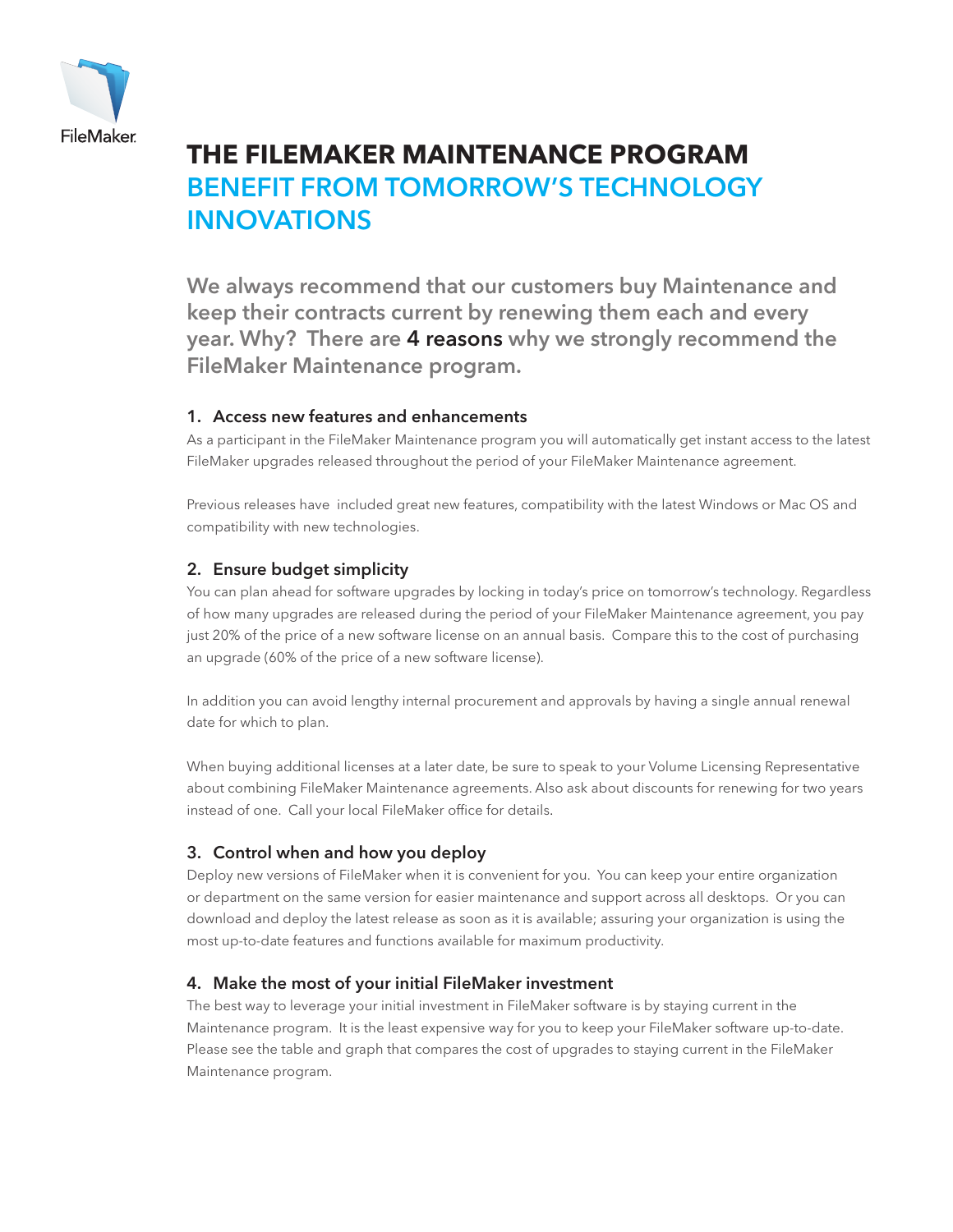FileMaker

# THE FILEMAKER MAINTENANCE PROGRAM
## BENEFIT FROM TOMORROW'S TECHNOLOGY INNOVATIONS

**We always recommend that our customers buy Maintenance and keep their contracts current by renewing them each and every year. Why? There are 4 reasons why we strongly recommend the FileMaker Maintenance program.**

### 1. Access new features and enhancements

As a participant in the FileMaker Maintenance program you will automatically get instant access to the latest FileMaker upgrades released throughout the period of your FileMaker Maintenance agreement.

Previous releases have included great new features, compatibility with the latest Windows or Mac OS and compatibility with new technologies.

### 2. Ensure budget simplicity

You can plan ahead for software upgrades by locking in today's price on tomorrow's technology. Regardless of how many upgrades are released during the period of your FileMaker Maintenance agreement, you pay just 20% of the price of a new software license on an annual basis. Compare this to the cost of purchasing an upgrade (60% of the price of a new software license).

In addition you can avoid lengthy internal procurement and approvals by having a single annual renewal date for which to plan.

When buying additional licenses at a later date, be sure to speak to your Volume Licensing Representative about combining FileMaker Maintenance agreements. Also ask about discounts for renewing for two years instead of one. Call your local FileMaker office for details.

### 3. Control when and how you deploy

Deploy new versions of FileMaker when it is convenient for you. You can keep your entire organization or department on the same version for easier maintenance and support across all desktops. Or you can download and deploy the latest release as soon as it is available; assuring your organization is using the most up-to-date features and functions available for maximum productivity.

### 4. Make the most of your initial FileMaker investment

The best way to leverage your initial investment in FileMaker software is by staying current in the Maintenance program. It is the least expensive way for you to keep your FileMaker software up-to-date. Please see the table and graph that compares the cost of upgrades to staying current in the FileMaker Maintenance program.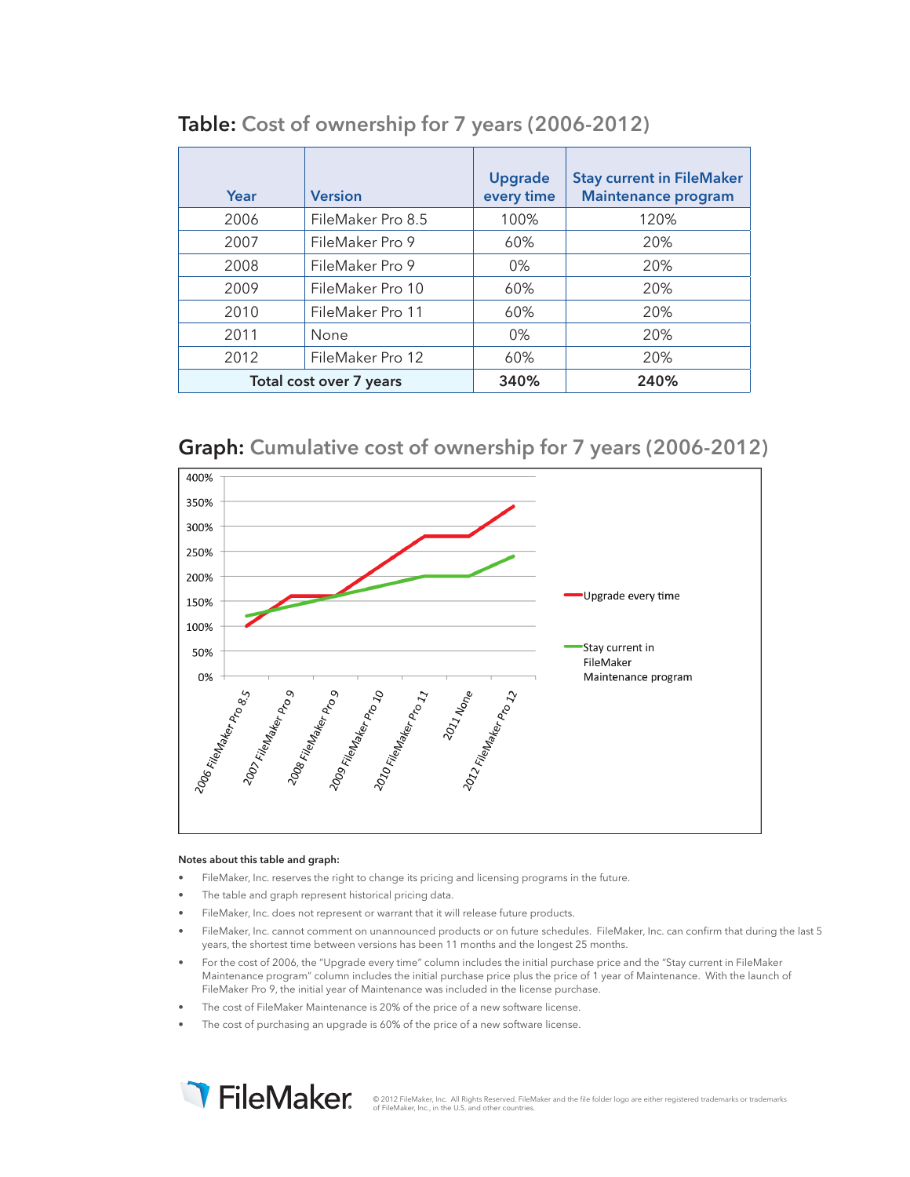## Table: Cost of ownership for 7 years (2006-2012)

| Year | Version | Upgrade every time | Stay current in FileMaker Maintenance program |
|---|---|---|---|
| 2006 | FileMaker Pro 8.5 | 100% | 120% |
| 2007 | FileMaker Pro 9 | 60% | 20% |
| 2008 | FileMaker Pro 9 | 0% | 20% |
| 2009 | FileMaker Pro 10 | 60% | 20% |
| 2010 | FileMaker Pro 11 | 60% | 20% |
| 2011 | None | 0% | 20% |
| 2012 | FileMaker Pro 12 | 60% | 20% |
| **Total cost over 7 years** | | **340%** | **240%** |

## Graph: Cumulative cost of ownership for 7 years (2006-2012)

400%
350%
300%
250%
200%
150%
100%
50%
0%

2006 FileMaker Pro 8.5
2007 FileMaker Pro 9
2008 FileMaker Pro 9
2009 FileMaker Pro 10
2010 FileMaker Pro 11
2011 None
2012 FileMaker Pro 12

Upgrade every time

Stay current in FileMaker Maintenance program

**Notes about this table and graph:**

- FileMaker, Inc. reserves the right to change its pricing and licensing programs in the future.
- The table and graph represent historical pricing data.
- FileMaker, Inc. does not represent or warrant that it will release future products.
- FileMaker, Inc. cannot comment on unannounced products or on future schedules. FileMaker, Inc. can confirm that during the last 5 years, the shortest time between versions has been 11 months and the longest 25 months.
- For the cost of 2006, the "Upgrade every time" column includes the initial purchase price and the "Stay current in FileMaker Maintenance program" column includes the initial purchase price plus the price of 1 year of Maintenance. With the launch of FileMaker Pro 9, the initial year of Maintenance was included in the license purchase.
- The cost of FileMaker Maintenance is 20% of the price of a new software license.
- The cost of purchasing an upgrade is 60% of the price of a new software license.

FileMaker

© 2012 FileMaker, Inc. All Rights Reserved. FileMaker and the file folder logo are either registered trademarks or trademarks of FileMaker, Inc., in the U.S. and other countries.